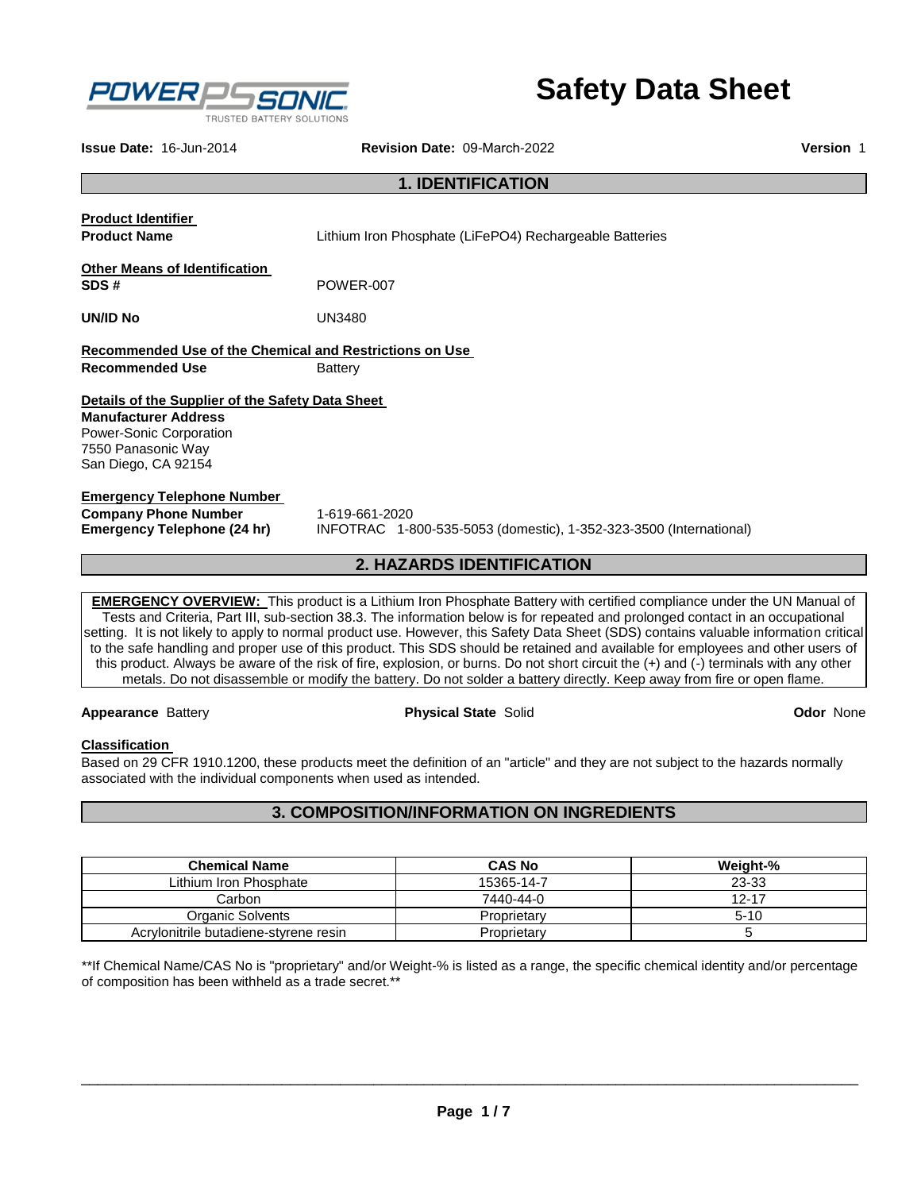# Safety Data Sheet

**Issue Date:** 16-Jun-2014 **Revision Date:** 09-March-2022 **Version** 1

## 1. IDENTIFICATION

**Product Identifier**

**Product Name** Lithium Iron Phosphate ($LiFePO_4$) Rechargeable Batteries

**Other Means of Identification**

**SDS #** POWER-007

**UN/ID No** UN3480

**Recommended Use of the Chemical and Restrictions on Use**

**Recommended Use** Battery

**Details of the Supplier of the Safety Data Sheet**

**Manufacturer Address**
Power-Sonic Corporation
7550 Panasonic Way
San Diego, CA 92154

**Emergency Telephone Number**

**Company Phone Number** 1-619-661-2020
**Emergency Telephone (24 hr)** INFOTRAC 1-800-535-5053 (domestic), 1-352-323-3500 (International)

## 2. HAZARDS IDENTIFICATION

**EMERGENCY OVERVIEW:** This product is a Lithium Iron Phosphate Battery with certified compliance under the UN Manual of Tests and Criteria, Part III, sub-section 38.3. The information below is for repeated and prolonged contact in an occupational setting. It is not likely to apply to normal product use. However, this Safety Data Sheet (SDS) contains valuable information critical to the safe handling and proper use of this product. This SDS should be retained and available for employees and other users of this product. Always be aware of the risk of fire, explosion, or burns. Do not short circuit the (+) and (-) terminals with any other metals. Do not disassemble or modify the battery. Do not solder a battery directly. Keep away from fire or open flame.

**Appearance** Battery **Physical State** Solid **Odor** None

**Classification**

Based on 29 CFR 1910.1200, these products meet the definition of an "article" and they are not subject to the hazards normally associated with the individual components when used as intended.

## 3. COMPOSITION/INFORMATION ON INGREDIENTS

| Chemical Name | CAS No | Weight-% |
|---|---|---|
| Lithium Iron Phosphate | 15365-14-7 | 23-33 |
| Carbon | 7440-44-0 | 12-17 |
| Organic Solvents | Proprietary | 5-10 |
| Acrylonitrile butadiene-styrene resin | Proprietary | 5 |

**If Chemical Name/CAS No is "proprietary" and/or Weight-% is listed as a range, the specific chemical identity and/or percentage of composition has been withheld as a trade secret.**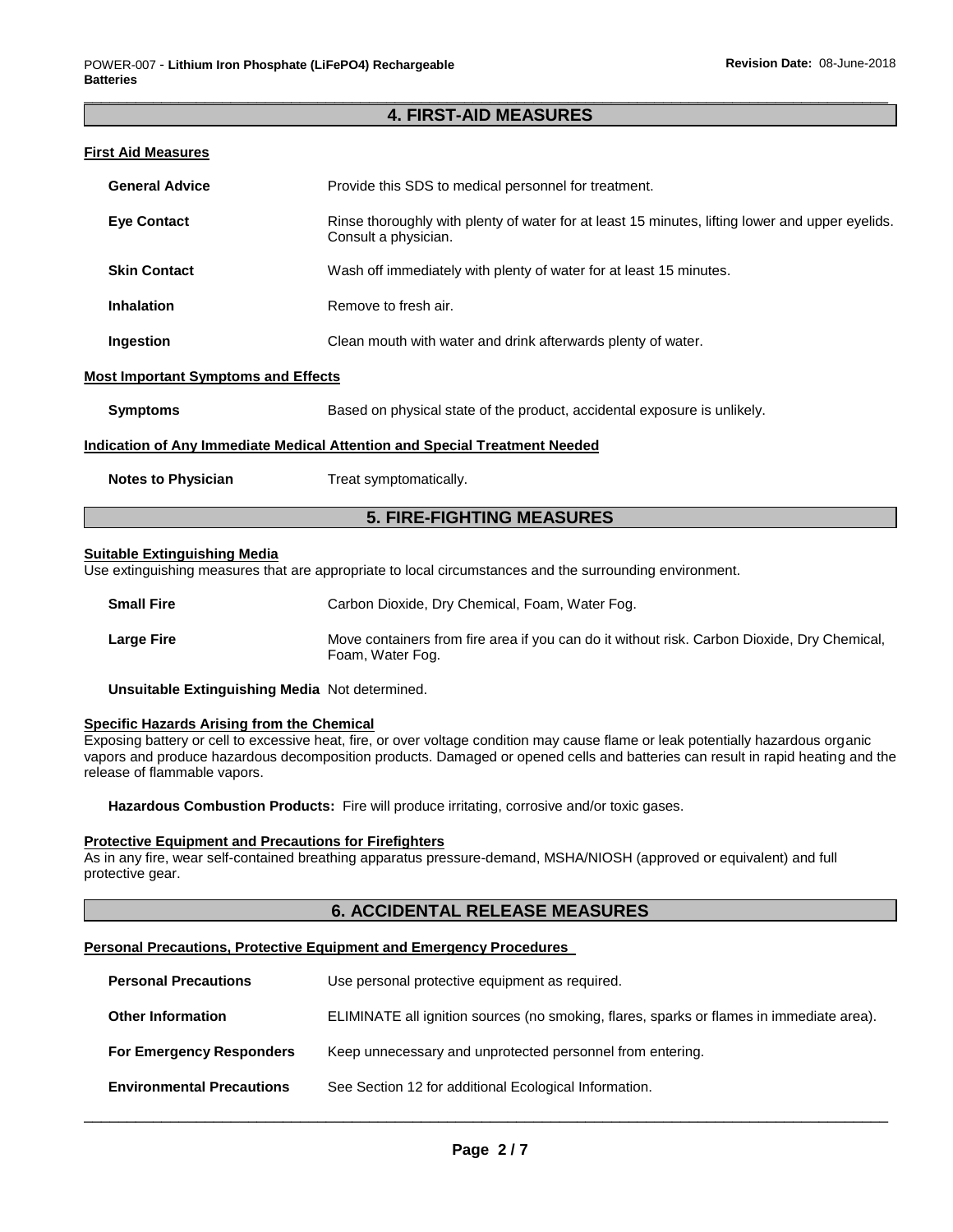## 4. FIRST-AID MEASURES

### First Aid Measures

**General Advice** Provide this SDS to medical personnel for treatment.

**Eye Contact** Rinse thoroughly with plenty of water for at least 15 minutes, lifting lower and upper eyelids. Consult a physician.

**Skin Contact** Wash off immediately with plenty of water for at least 15 minutes.

**Inhalation** Remove to fresh air.

**Ingestion** Clean mouth with water and drink afterwards plenty of water.

### Most Important Symptoms and Effects

**Symptoms** Based on physical state of the product, accidental exposure is unlikely.

### Indication of Any Immediate Medical Attention and Special Treatment Needed

**Notes to Physician** Treat symptomatically.

## 5. FIRE-FIGHTING MEASURES

### Suitable Extinguishing Media

Use extinguishing measures that are appropriate to local circumstances and the surrounding environment.

**Small Fire** Carbon Dioxide, Dry Chemical, Foam, Water Fog.

**Large Fire** Move containers from fire area if you can do it without risk. Carbon Dioxide, Dry Chemical, Foam, Water Fog.

**Unsuitable Extinguishing Media** Not determined.

### Specific Hazards Arising from the Chemical

Exposing battery or cell to excessive heat, fire, or over voltage condition may cause flame or leak potentially hazardous organic vapors and produce hazardous decomposition products. Damaged or opened cells and batteries can result in rapid heating and the release of flammable vapors.

**Hazardous Combustion Products:** Fire will produce irritating, corrosive and/or toxic gases.

### Protective Equipment and Precautions for Firefighters

As in any fire, wear self-contained breathing apparatus pressure-demand, MSHA/NIOSH (approved or equivalent) and full protective gear.

## 6. ACCIDENTAL RELEASE MEASURES

### Personal Precautions, Protective Equipment and Emergency Procedures

**Personal Precautions** Use personal protective equipment as required.

**Other Information** ELIMINATE all ignition sources (no smoking, flares, sparks or flames in immediate area).

**For Emergency Responders** Keep unnecessary and unprotected personnel from entering.

**Environmental Precautions** See Section 12 for additional Ecological Information.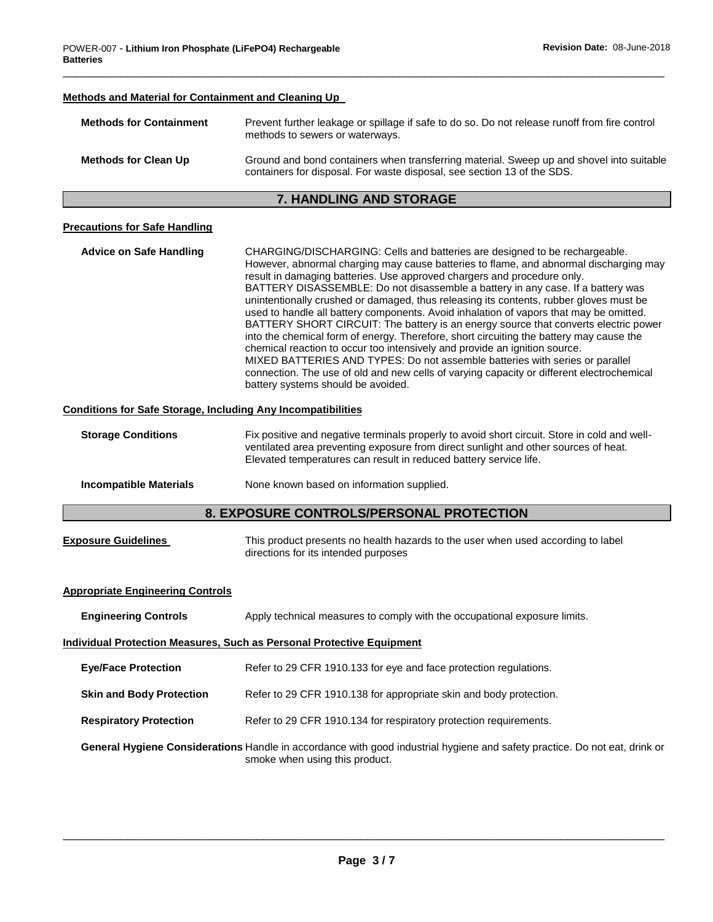#### Methods and Material for Containment and Cleaning Up

| | |
|---|---|
| **Methods for Containment** | Prevent further leakage or spillage if safe to do so. Do not release runoff from fire control methods to sewers or waterways. |
| **Methods for Clean Up** | Ground and bond containers when transferring material. Sweep up and shovel into suitable containers for disposal. For waste disposal, see section 13 of the SDS. |

## 7. HANDLING AND STORAGE

#### Precautions for Safe Handling

**Advice on Safe Handling**

CHARGING/DISCHARGING: Cells and batteries are designed to be rechargeable. However, abnormal charging may cause batteries to flame, and abnormal discharging may result in damaging batteries. Use approved chargers and procedure only.
BATTERY DISASSEMBLE: Do not disassemble a battery in any case. If a battery was unintentionally crushed or damaged, thus releasing its contents, rubber gloves must be used to handle all battery components. Avoid inhalation of vapors that may be omitted.
BATTERY SHORT CIRCUIT: The battery is an energy source that converts electric power into the chemical form of energy. Therefore, short circuiting the battery may cause the chemical reaction to occur too intensively and provide an ignition source.
MIXED BATTERIES AND TYPES: Do not assemble batteries with series or parallel connection. The use of old and new cells of varying capacity or different electrochemical battery systems should be avoided.

#### Conditions for Safe Storage, Including Any Incompatibilities

| | |
|---|---|
| **Storage Conditions** | Fix positive and negative terminals properly to avoid short circuit. Store in cold and well-ventilated area preventing exposure from direct sunlight and other sources of heat. Elevated temperatures can result in reduced battery service life. |
| **Incompatible Materials** | None known based on information supplied. |

## 8. EXPOSURE CONTROLS/PERSONAL PROTECTION

**Exposure Guidelines** This product presents no health hazards to the user when used according to label directions for its intended purposes

#### Appropriate Engineering Controls

| | |
|---|---|
| **Engineering Controls** | Apply technical measures to comply with the occupational exposure limits. |

#### Individual Protection Measures, Such as Personal Protective Equipment

| | |
|---|---|
| **Eye/Face Protection** | Refer to 29 CFR 1910.133 for eye and face protection regulations. |
| **Skin and Body Protection** | Refer to 29 CFR 1910.138 for appropriate skin and body protection. |
| **Respiratory Protection** | Refer to 29 CFR 1910.134 for respiratory protection requirements. |
| **General Hygiene Considerations** | Handle in accordance with good industrial hygiene and safety practice. Do not eat, drink or smoke when using this product. |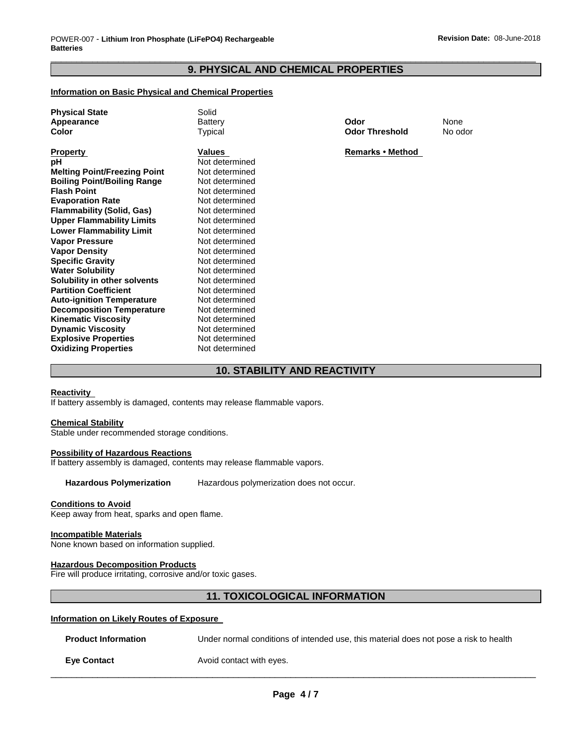## 9. PHYSICAL AND CHEMICAL PROPERTIES

**Information on Basic Physical and Chemical Properties**

| | | | |
|---|---|---|---|
| **Physical State** | Solid | | |
| **Appearance** | Battery | **Odor** | None |
| **Color** | Typical | **Odor Threshold** | No odor |

| **Property** | **Values** | **Remarks • Method** |
|---|---|---|
| **pH** | Not determined | |
| **Melting Point/Freezing Point** | Not determined | |
| **Boiling Point/Boiling Range** | Not determined | |
| **Flash Point** | Not determined | |
| **Evaporation Rate** | Not determined | |
| **Flammability (Solid, Gas)** | Not determined | |
| **Upper Flammability Limits** | Not determined | |
| **Lower Flammability Limit** | Not determined | |
| **Vapor Pressure** | Not determined | |
| **Vapor Density** | Not determined | |
| **Specific Gravity** | Not determined | |
| **Water Solubility** | Not determined | |
| **Solubility in other solvents** | Not determined | |
| **Partition Coefficient** | Not determined | |
| **Auto-ignition Temperature** | Not determined | |
| **Decomposition Temperature** | Not determined | |
| **Kinematic Viscosity** | Not determined | |
| **Dynamic Viscosity** | Not determined | |
| **Explosive Properties** | Not determined | |
| **Oxidizing Properties** | Not determined | |

## 10. STABILITY AND REACTIVITY

**Reactivity**

If battery assembly is damaged, contents may release flammable vapors.

**Chemical Stability**

Stable under recommended storage conditions.

**Possibility of Hazardous Reactions**

If battery assembly is damaged, contents may release flammable vapors.

**Hazardous Polymerization** Hazardous polymerization does not occur.

**Conditions to Avoid**

Keep away from heat, sparks and open flame.

**Incompatible Materials**

None known based on information supplied.

**Hazardous Decomposition Products**

Fire will produce irritating, corrosive and/or toxic gases.

## 11. TOXICOLOGICAL INFORMATION

**Information on Likely Routes of Exposure**

**Product Information** Under normal conditions of intended use, this material does not pose a risk to health

**Eye Contact** Avoid contact with eyes.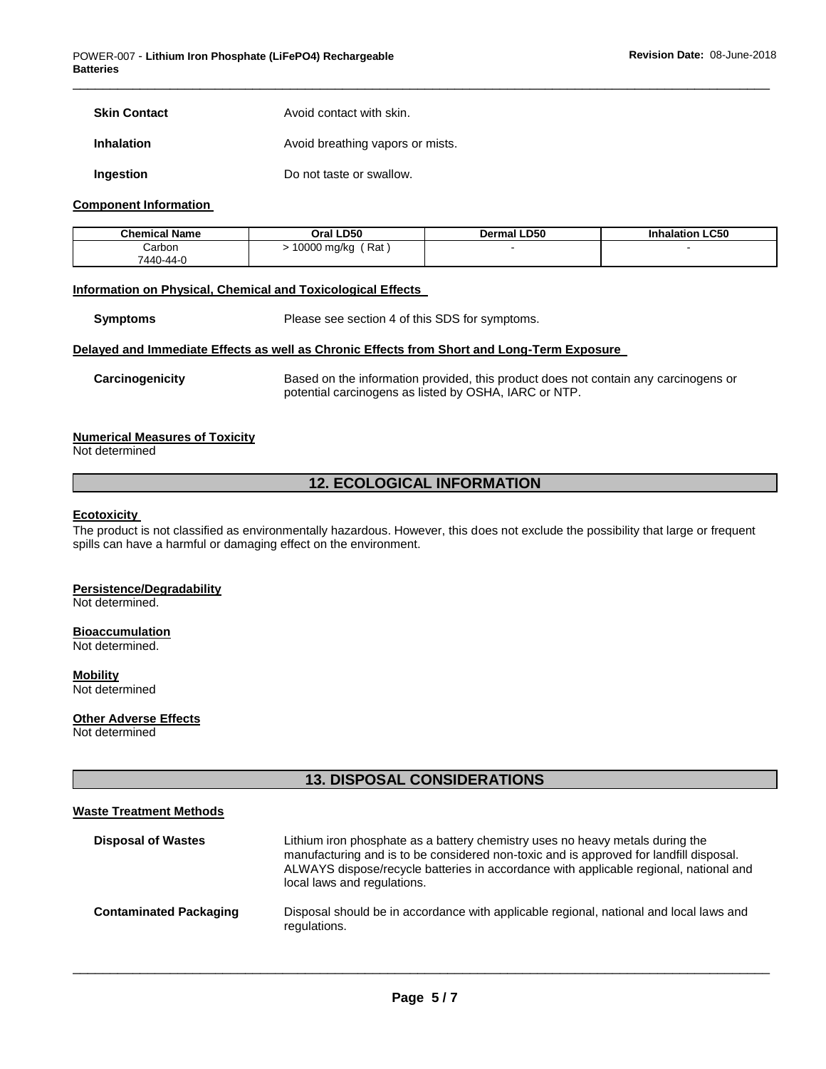**Skin Contact** Avoid contact with skin.

**Inhalation** Avoid breathing vapors or mists.

**Ingestion** Do not taste or swallow.

**Component Information**

| Chemical Name | Oral LD50 | Dermal LD50 | Inhalation LC50 |
|---|---|---|---|
| Carbon 7440-44-0 | > 10000 mg/kg ( Rat ) | - | - |

**Information on Physical, Chemical and Toxicological Effects**

**Symptoms** Please see section 4 of this SDS for symptoms.

**Delayed and Immediate Effects as well as Chronic Effects from Short and Long-Term Exposure**

**Carcinogenicity** Based on the information provided, this product does not contain any carcinogens or potential carcinogens as listed by OSHA, IARC or NTP.

**Numerical Measures of Toxicity**
Not determined

## 12. ECOLOGICAL INFORMATION

**Ecotoxicity**
The product is not classified as environmentally hazardous. However, this does not exclude the possibility that large or frequent spills can have a harmful or damaging effect on the environment.

**Persistence/Degradability**
Not determined.

**Bioaccumulation**
Not determined.

**Mobility**
Not determined

**Other Adverse Effects**
Not determined

## 13. DISPOSAL CONSIDERATIONS

**Waste Treatment Methods**

**Disposal of Wastes** Lithium iron phosphate as a battery chemistry uses no heavy metals during the manufacturing and is to be considered non-toxic and is approved for landfill disposal. ALWAYS dispose/recycle batteries in accordance with applicable regional, national and local laws and regulations.

**Contaminated Packaging** Disposal should be in accordance with applicable regional, national and local laws and regulations.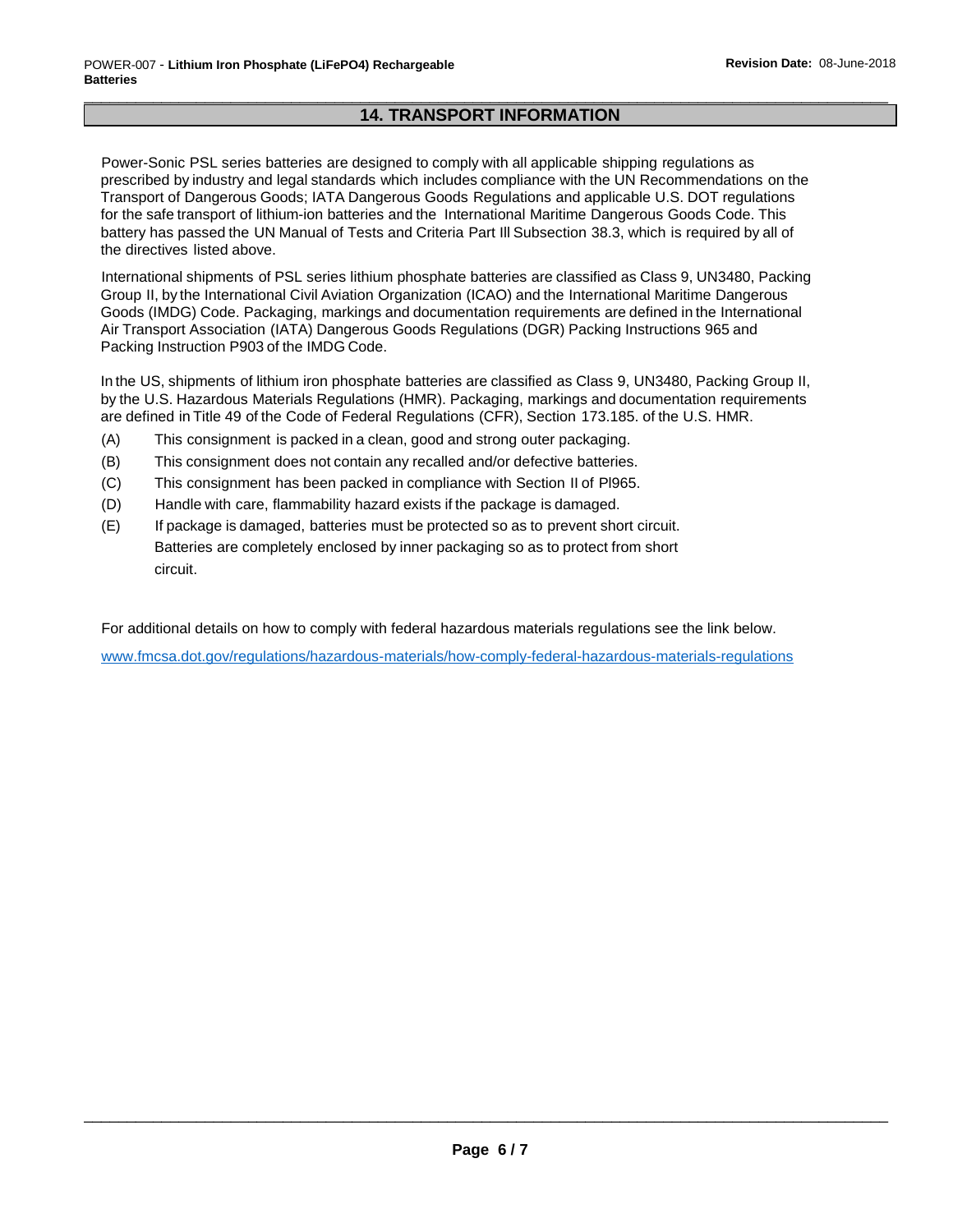## 14. TRANSPORT INFORMATION

Power-Sonic PSL series batteries are designed to comply with all applicable shipping regulations as prescribed by industry and legal standards which includes compliance with the UN Recommendations on the Transport of Dangerous Goods; IATA Dangerous Goods Regulations and applicable U.S. DOT regulations for the safe transport of lithium-ion batteries and the International Maritime Dangerous Goods Code. This battery has passed the UN Manual of Tests and Criteria Part Ill Subsection 38.3, which is required by all of the directives listed above.

International shipments of PSL series lithium phosphate batteries are classified as Class 9, UN3480, Packing Group II, by the International Civil Aviation Organization (ICAO) and the International Maritime Dangerous Goods (IMDG) Code. Packaging, markings and documentation requirements are defined in the International Air Transport Association (IATA) Dangerous Goods Regulations (DGR) Packing Instructions 965 and Packing Instruction P903 of the IMDG Code.

In the US, shipments of lithium iron phosphate batteries are classified as Class 9, UN3480, Packing Group II, by the U.S. Hazardous Materials Regulations (HMR). Packaging, markings and documentation requirements are defined in Title 49 of the Code of Federal Regulations (CFR), Section 173.185. of the U.S. HMR.

(A) This consignment is packed in a clean, good and strong outer packaging.

(B) This consignment does not contain any recalled and/or defective batteries.

(C) This consignment has been packed in compliance with Section II of Pl965.

(D) Handle with care, flammability hazard exists if the package is damaged.

(E) If package is damaged, batteries must be protected so as to prevent short circuit. Batteries are completely enclosed by inner packaging so as to protect from short circuit.

For additional details on how to comply with federal hazardous materials regulations see the link below.

www.fmcsa.dot.gov/regulations/hazardous-materials/how-comply-federal-hazardous-materials-regulations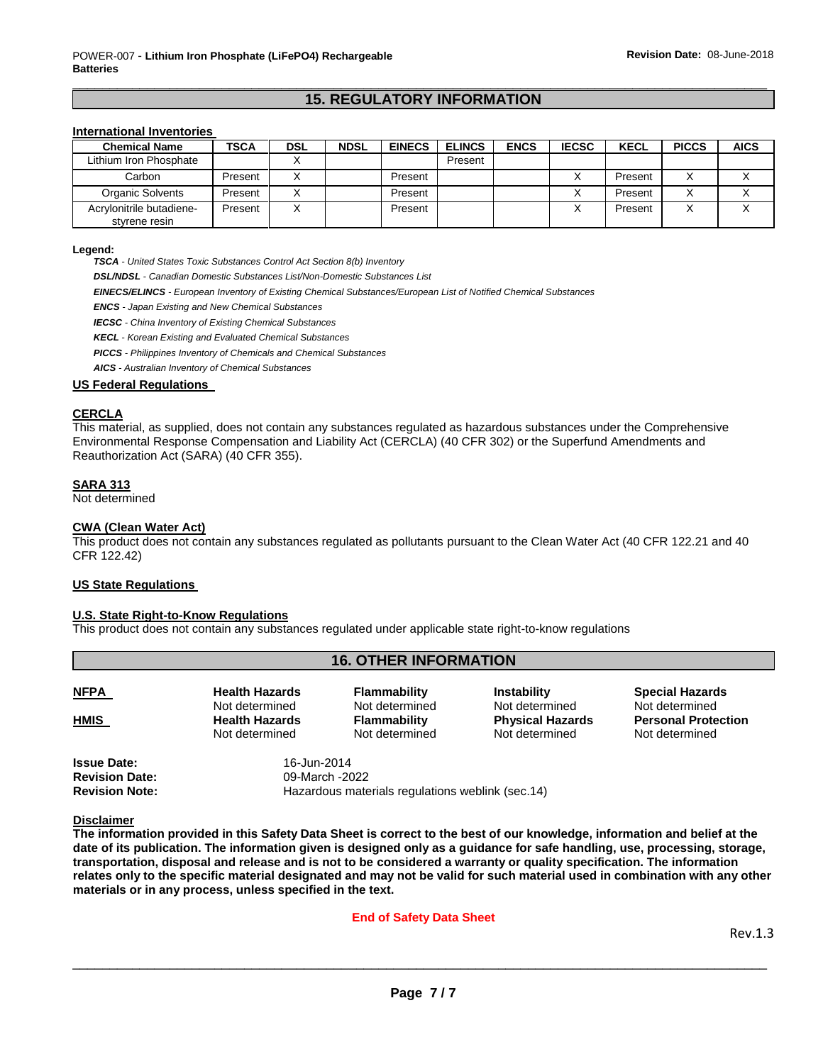## 15. REGULATORY INFORMATION

**International Inventories**

| Chemical Name | TSCA | DSL | NDSL | EINECS | ELINCS | ENCS | IECSC | KECL | PICCS | AICS |
|---|---|---|---|---|---|---|---|---|---|---|
| Lithium Iron Phosphate | | X | | | Present | | | | | |
| Carbon | Present | X | | Present | | | X | Present | X | X |
| Organic Solvents | Present | X | | Present | | | X | Present | X | X |
| Acrylonitrile butadiene-styrene resin | Present | X | | Present | | | X | Present | X | X |

**Legend:**

***TSCA*** *- United States Toxic Substances Control Act Section 8(b) Inventory*

***DSL/NDSL*** *- Canadian Domestic Substances List/Non-Domestic Substances List*

***EINECS/ELINCS*** *- European Inventory of Existing Chemical Substances/European List of Notified Chemical Substances*

***ENCS*** *- Japan Existing and New Chemical Substances*

***IECSC*** *- China Inventory of Existing Chemical Substances*

***KECL*** *- Korean Existing and Evaluated Chemical Substances*

***PICCS*** *- Philippines Inventory of Chemicals and Chemical Substances*

***AICS*** *- Australian Inventory of Chemical Substances*

**US Federal Regulations**

**CERCLA**

This material, as supplied, does not contain any substances regulated as hazardous substances under the Comprehensive Environmental Response Compensation and Liability Act (CERCLA) (40 CFR 302) or the Superfund Amendments and Reauthorization Act (SARA) (40 CFR 355).

**SARA 313**

Not determined

**CWA (Clean Water Act)**

This product does not contain any substances regulated as pollutants pursuant to the Clean Water Act (40 CFR 122.21 and 40 CFR 122.42)

**US State Regulations**

**U.S. State Right-to-Know Regulations**

This product does not contain any substances regulated under applicable state right-to-know regulations

## 16. OTHER INFORMATION

| | | | | |
|---|---|---|---|---|
| **NFPA** | **Health Hazards** Not determined | **Flammability** Not determined | **Instability** Not determined | **Special Hazards** Not determined |
| **HMIS** | **Health Hazards** Not determined | **Flammability** Not determined | **Physical Hazards** Not determined | **Personal Protection** Not determined |

**Issue Date:** 16-Jun-2014

**Revision Date:** 09-March -2022

**Revision Note:** Hazardous materials regulations weblink (sec.14)

**Disclaimer**

**The information provided in this Safety Data Sheet is correct to the best of our knowledge, information and belief at the date of its publication. The information given is designed only as a guidance for safe handling, use, processing, storage, transportation, disposal and release and is not to be considered a warranty or quality specification. The information relates only to the specific material designated and may not be valid for such material used in combination with any other materials or in any process, unless specified in the text.**

**End of Safety Data Sheet**

Rev.1.3